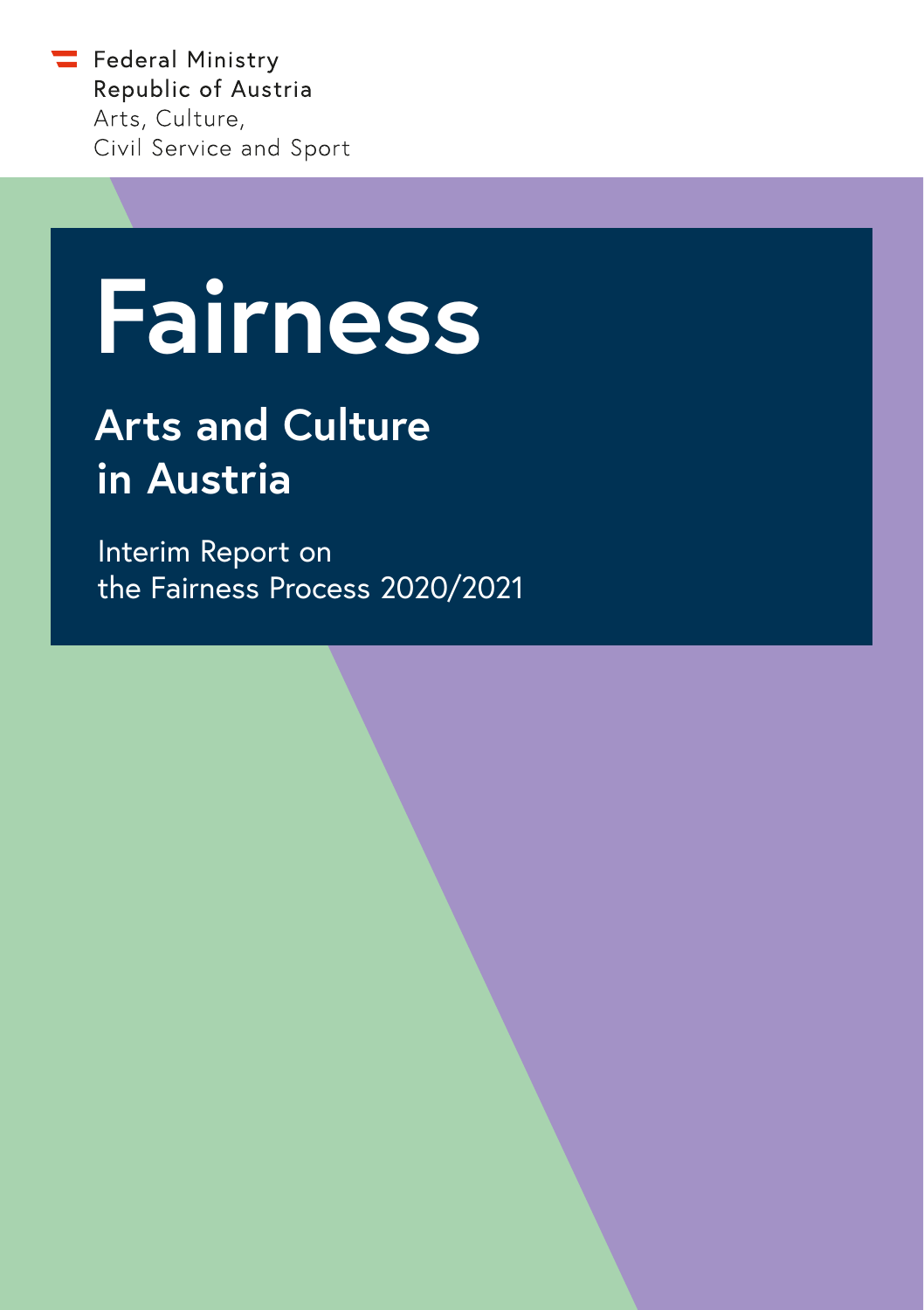Federal Ministry
Republic of Austria
Arts, Culture,
Civil Service and Sport

# Fairness

## Arts and Culture in Austria

Interim Report on
the Fairness Process 2020/2021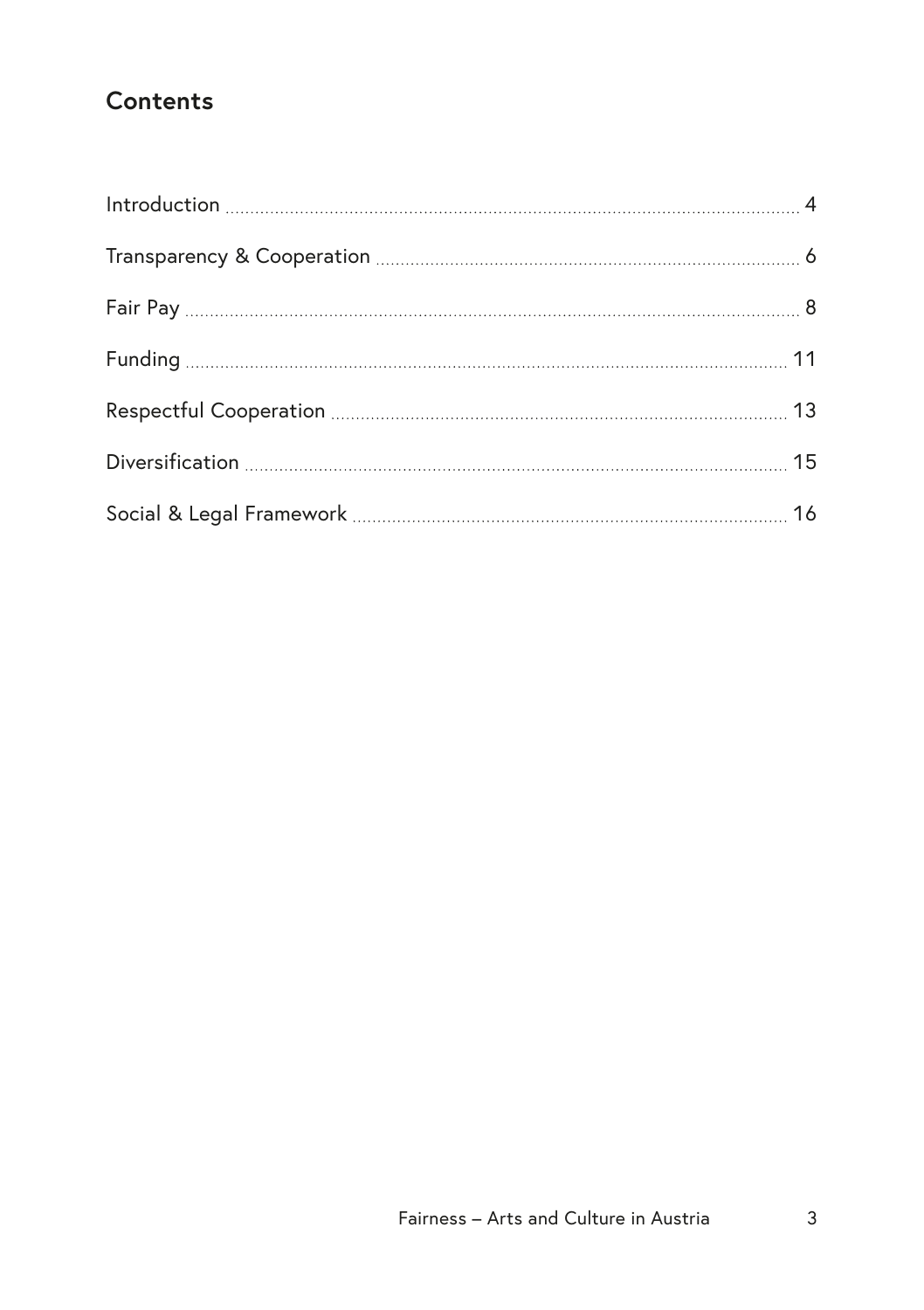## Contents

| | |
|---|---|
| Introduction | 4 |
| Transparency & Cooperation | 6 |
| Fair Pay | 8 |
| Funding | 11 |
| Respectful Cooperation | 13 |
| Diversification | 15 |
| Social & Legal Framework | 16 |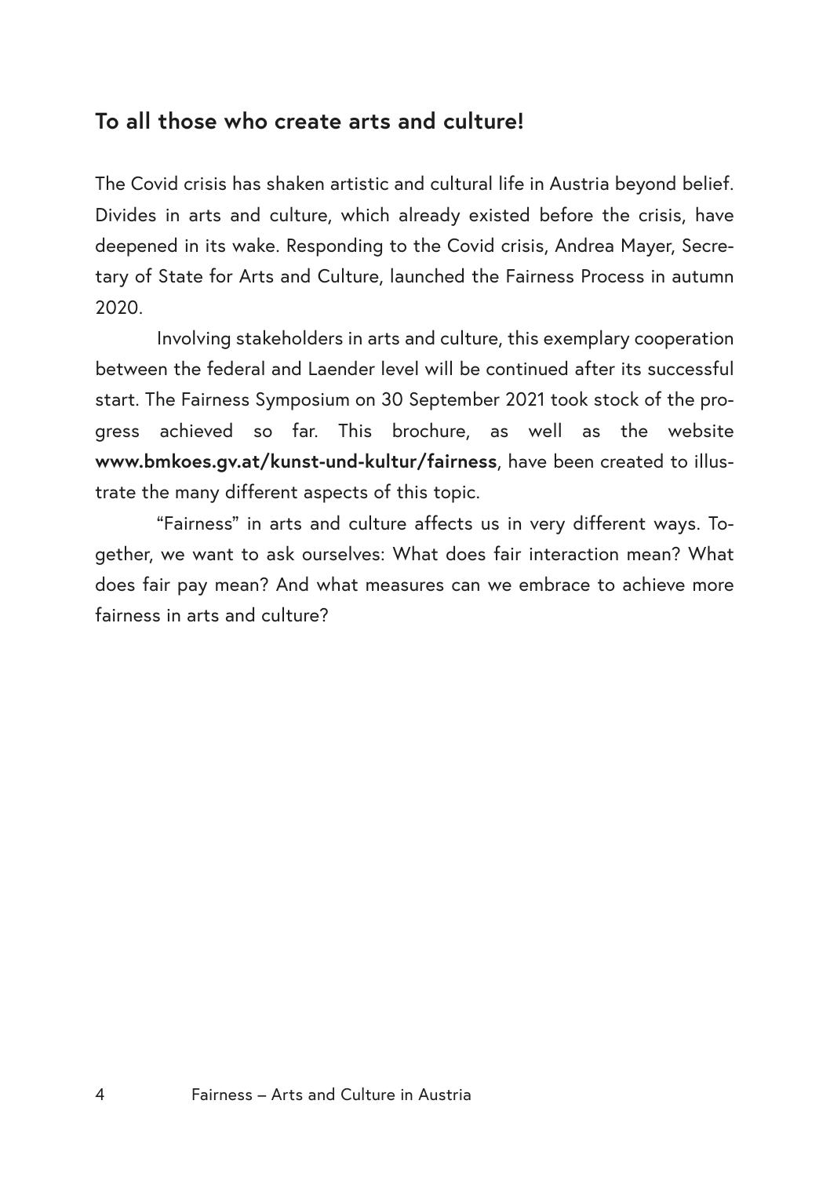## To all those who create arts and culture!

The Covid crisis has shaken artistic and cultural life in Austria beyond belief. Divides in arts and culture, which already existed before the crisis, have deepened in its wake. Responding to the Covid crisis, Andrea Mayer, Secretary of State for Arts and Culture, launched the Fairness Process in autumn 2020.

Involving stakeholders in arts and culture, this exemplary cooperation between the federal and Laender level will be continued after its successful start. The Fairness Symposium on 30 September 2021 took stock of the progress achieved so far. This brochure, as well as the website **www.bmkoes.gv.at/kunst-und-kultur/fairness**, have been created to illustrate the many different aspects of this topic.

"Fairness" in arts and culture affects us in very different ways. Together, we want to ask ourselves: What does fair interaction mean? What does fair pay mean? And what measures can we embrace to achieve more fairness in arts and culture?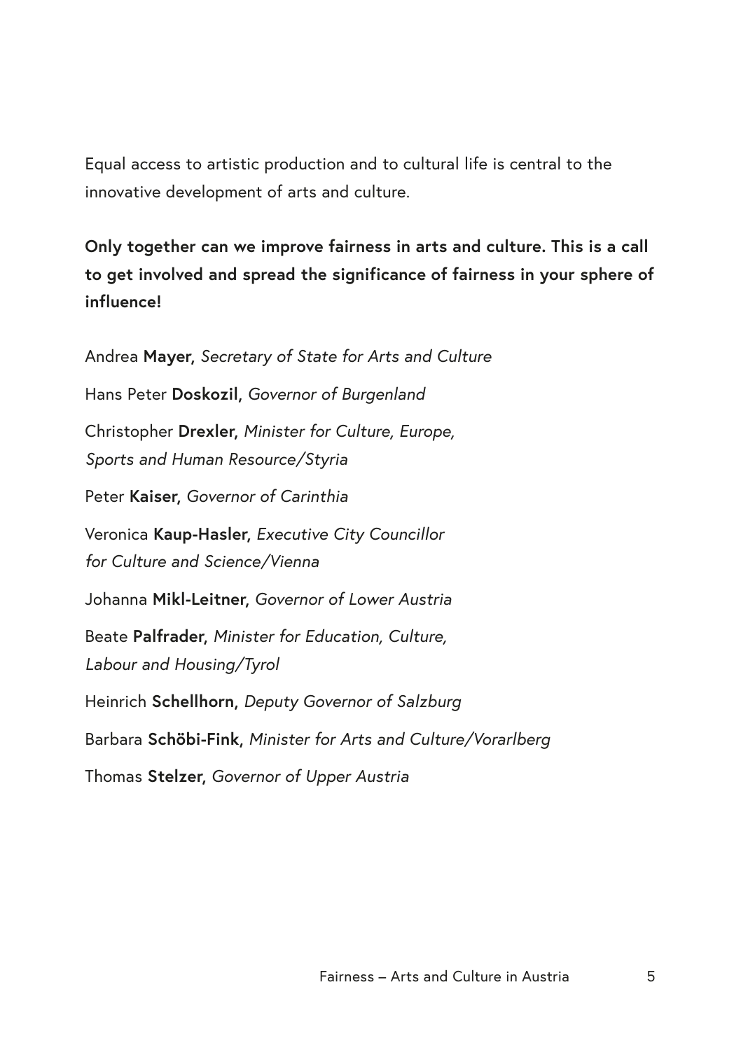Equal access to artistic production and to cultural life is central to the innovative development of arts and culture.

**Only together can we improve fairness in arts and culture. This is a call to get involved and spread the significance of fairness in your sphere of influence!**

Andrea **Mayer**, *Secretary of State for Arts and Culture*

Hans Peter **Doskozil**, *Governor of Burgenland*

Christopher **Drexler**, *Minister for Culture, Europe, Sports and Human Resource/Styria*

Peter **Kaiser**, *Governor of Carinthia*

Veronica **Kaup-Hasler**, *Executive City Councillor for Culture and Science/Vienna*

Johanna **Mikl-Leitner**, *Governor of Lower Austria*

Beate **Palfrader**, *Minister for Education, Culture, Labour and Housing/Tyrol*

Heinrich **Schellhorn**, *Deputy Governor of Salzburg*

Barbara **Schöbi-Fink**, *Minister for Arts and Culture/Vorarlberg*

Thomas **Stelzer**, *Governor of Upper Austria*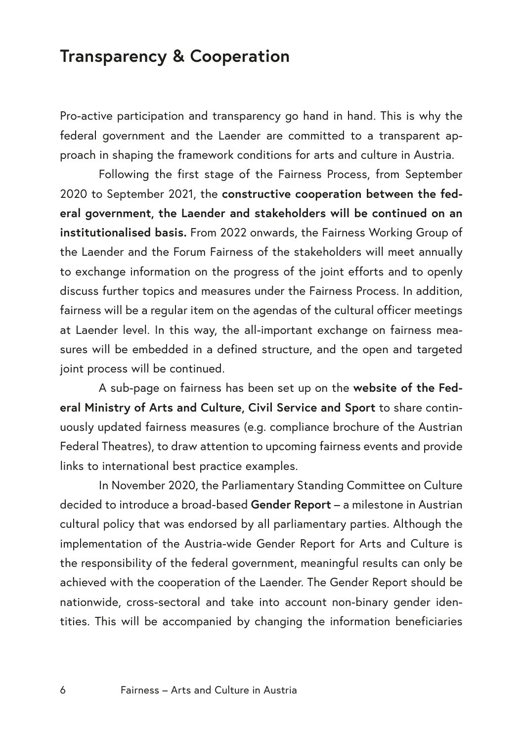## Transparency & Cooperation

Pro-active participation and transparency go hand in hand. This is why the federal government and the Laender are committed to a transparent approach in shaping the framework conditions for arts and culture in Austria.

Following the first stage of the Fairness Process, from September 2020 to September 2021, the **constructive cooperation between the federal government, the Laender and stakeholders will be continued on an institutionalised basis.** From 2022 onwards, the Fairness Working Group of the Laender and the Forum Fairness of the stakeholders will meet annually to exchange information on the progress of the joint efforts and to openly discuss further topics and measures under the Fairness Process. In addition, fairness will be a regular item on the agendas of the cultural officer meetings at Laender level. In this way, the all-important exchange on fairness measures will be embedded in a defined structure, and the open and targeted joint process will be continued.

A sub-page on fairness has been set up on the **website of the Federal Ministry of Arts and Culture, Civil Service and Sport** to share continuously updated fairness measures (e.g. compliance brochure of the Austrian Federal Theatres), to draw attention to upcoming fairness events and provide links to international best practice examples.

In November 2020, the Parliamentary Standing Committee on Culture decided to introduce a broad-based **Gender Report** – a milestone in Austrian cultural policy that was endorsed by all parliamentary parties. Although the implementation of the Austria-wide Gender Report for Arts and Culture is the responsibility of the federal government, meaningful results can only be achieved with the cooperation of the Laender. The Gender Report should be nationwide, cross-sectoral and take into account non-binary gender identities. This will be accompanied by changing the information beneficiaries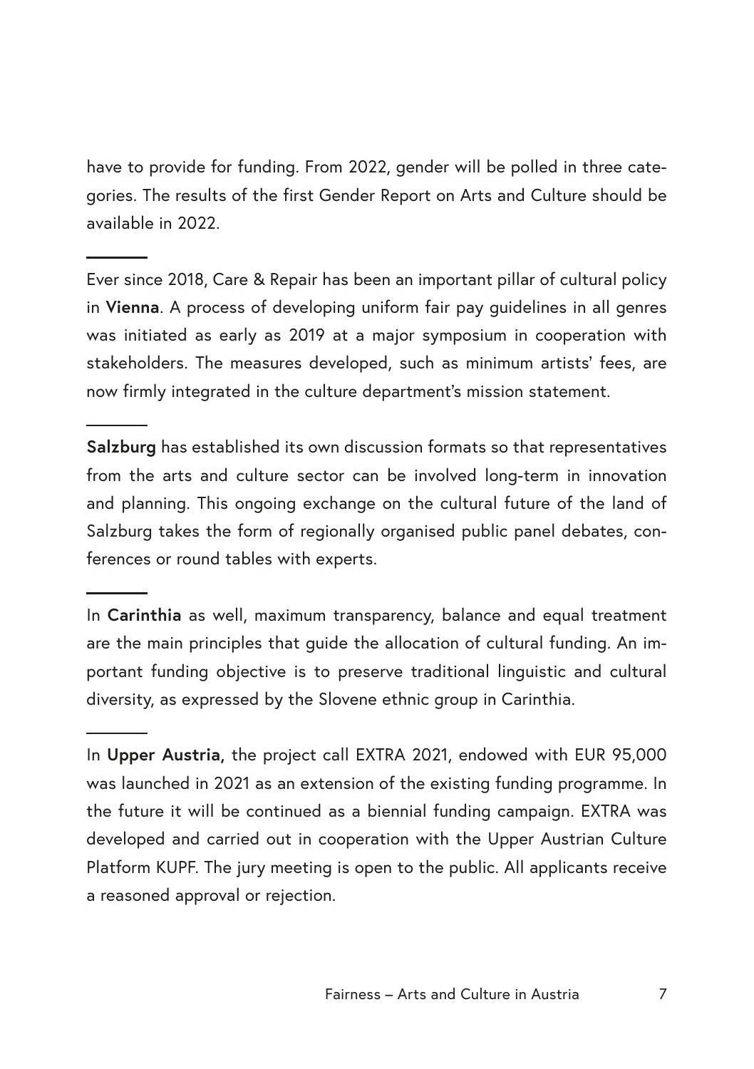have to provide for funding. From 2022, gender will be polled in three categories. The results of the first Gender Report on Arts and Culture should be available in 2022.

---

Ever since 2018, Care & Repair has been an important pillar of cultural policy in **Vienna**. A process of developing uniform fair pay guidelines in all genres was initiated as early as 2019 at a major symposium in cooperation with stakeholders. The measures developed, such as minimum artists' fees, are now firmly integrated in the culture department's mission statement.

---

**Salzburg** has established its own discussion formats so that representatives from the arts and culture sector can be involved long-term in innovation and planning. This ongoing exchange on the cultural future of the land of Salzburg takes the form of regionally organised public panel debates, conferences or round tables with experts.

---

In **Carinthia** as well, maximum transparency, balance and equal treatment are the main principles that guide the allocation of cultural funding. An important funding objective is to preserve traditional linguistic and cultural diversity, as expressed by the Slovene ethnic group in Carinthia.

---

In **Upper Austria,** the project call EXTRA 2021, endowed with EUR 95,000 was launched in 2021 as an extension of the existing funding programme. In the future it will be continued as a biennial funding campaign. EXTRA was developed and carried out in cooperation with the Upper Austrian Culture Platform KUPF. The jury meeting is open to the public. All applicants receive a reasoned approval or rejection.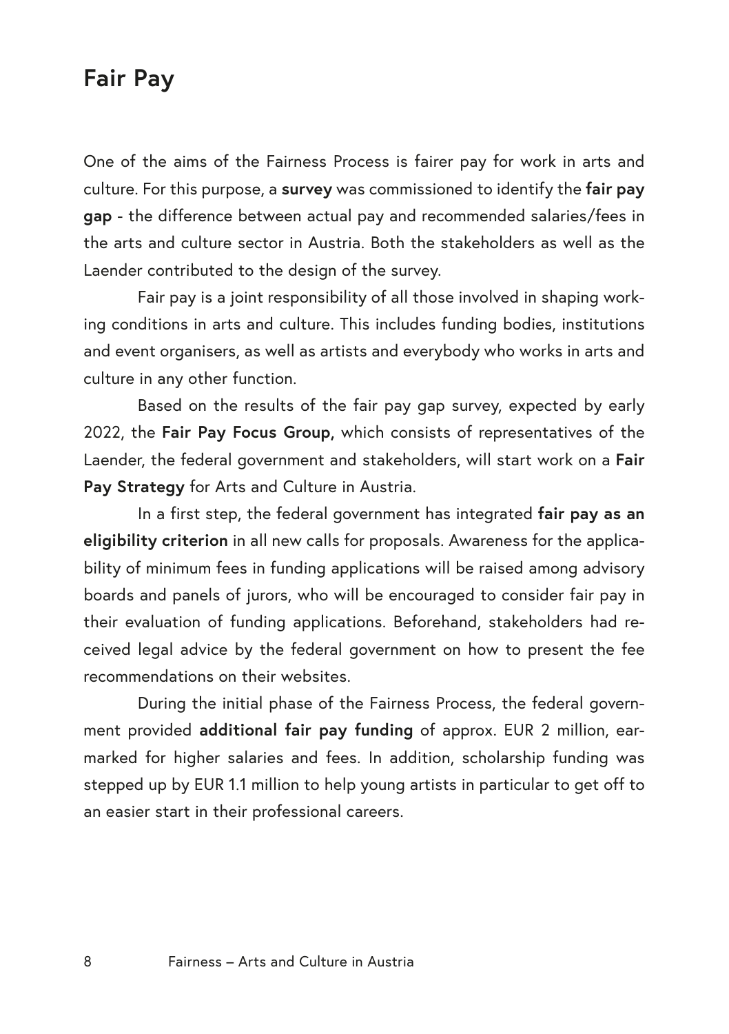## Fair Pay

One of the aims of the Fairness Process is fairer pay for work in arts and culture. For this purpose, a **survey** was commissioned to identify the **fair pay gap** - the difference between actual pay and recommended salaries/fees in the arts and culture sector in Austria. Both the stakeholders as well as the Laender contributed to the design of the survey.

Fair pay is a joint responsibility of all those involved in shaping working conditions in arts and culture. This includes funding bodies, institutions and event organisers, as well as artists and everybody who works in arts and culture in any other function.

Based on the results of the fair pay gap survey, expected by early 2022, the **Fair Pay Focus Group,** which consists of representatives of the Laender, the federal government and stakeholders, will start work on a **Fair Pay Strategy** for Arts and Culture in Austria.

In a first step, the federal government has integrated **fair pay as an eligibility criterion** in all new calls for proposals. Awareness for the applicability of minimum fees in funding applications will be raised among advisory boards and panels of jurors, who will be encouraged to consider fair pay in their evaluation of funding applications. Beforehand, stakeholders had received legal advice by the federal government on how to present the fee recommendations on their websites.

During the initial phase of the Fairness Process, the federal government provided **additional fair pay funding** of approx. EUR 2 million, earmarked for higher salaries and fees. In addition, scholarship funding was stepped up by EUR 1.1 million to help young artists in particular to get off to an easier start in their professional careers.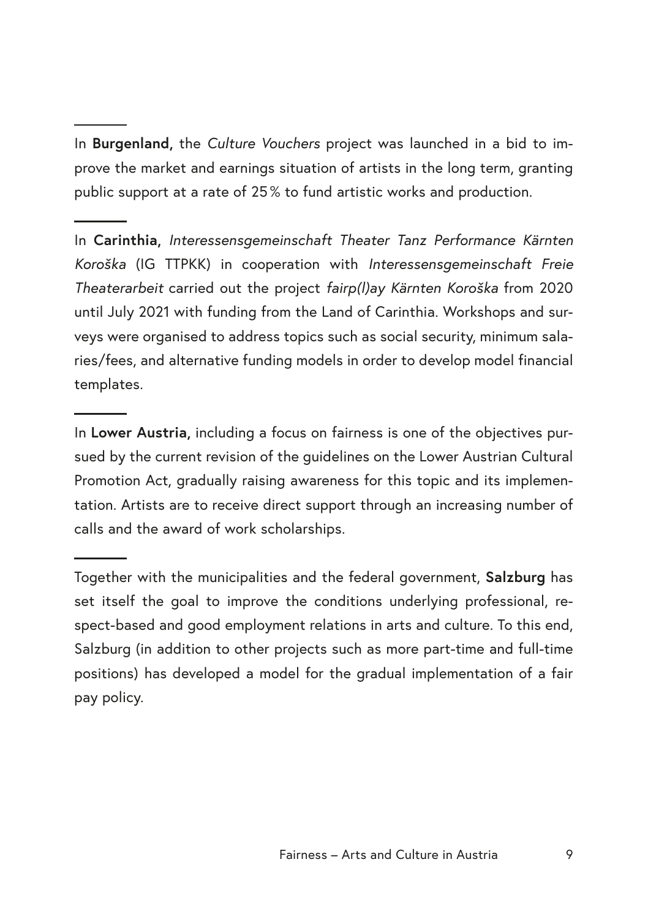---

In **Burgenland,** the *Culture Vouchers* project was launched in a bid to improve the market and earnings situation of artists in the long term, granting public support at a rate of 25% to fund artistic works and production.

---

In **Carinthia,** *Interessensgemeinschaft Theater Tanz Performance Kärnten Koroška* (IG TTPKK) in cooperation with *Interessensgemeinschaft Freie Theaterarbeit* carried out the project *fairp(l)ay Kärnten Koroška* from 2020 until July 2021 with funding from the Land of Carinthia. Workshops and surveys were organised to address topics such as social security, minimum salaries/fees, and alternative funding models in order to develop model financial templates.

---

In **Lower Austria,** including a focus on fairness is one of the objectives pursued by the current revision of the guidelines on the Lower Austrian Cultural Promotion Act, gradually raising awareness for this topic and its implementation. Artists are to receive direct support through an increasing number of calls and the award of work scholarships.

---

Together with the municipalities and the federal government, **Salzburg** has set itself the goal to improve the conditions underlying professional, respect-based and good employment relations in arts and culture. To this end, Salzburg (in addition to other projects such as more part-time and full-time positions) has developed a model for the gradual implementation of a fair pay policy.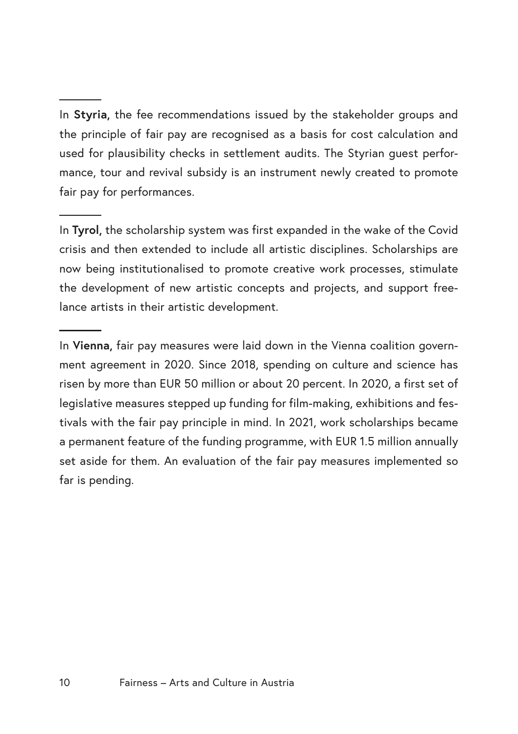In **Styria,** the fee recommendations issued by the stakeholder groups and the principle of fair pay are recognised as a basis for cost calculation and used for plausibility checks in settlement audits. The Styrian guest performance, tour and revival subsidy is an instrument newly created to promote fair pay for performances.

In **Tyrol,** the scholarship system was first expanded in the wake of the Covid crisis and then extended to include all artistic disciplines. Scholarships are now being institutionalised to promote creative work processes, stimulate the development of new artistic concepts and projects, and support freelance artists in their artistic development.

In **Vienna,** fair pay measures were laid down in the Vienna coalition government agreement in 2020. Since 2018, spending on culture and science has risen by more than EUR 50 million or about 20 percent. In 2020, a first set of legislative measures stepped up funding for film-making, exhibitions and festivals with the fair pay principle in mind. In 2021, work scholarships became a permanent feature of the funding programme, with EUR 1.5 million annually set aside for them. An evaluation of the fair pay measures implemented so far is pending.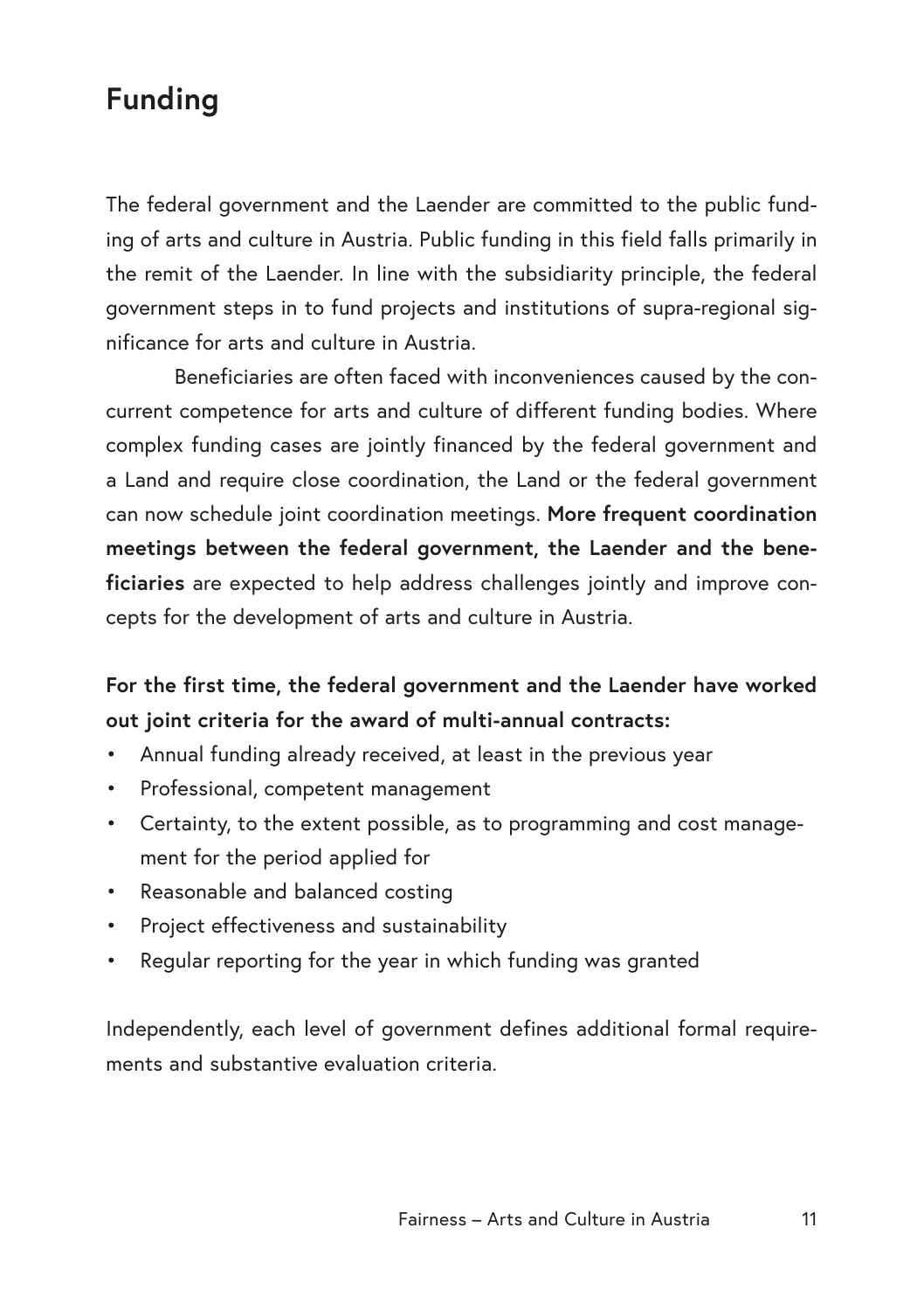# Funding

The federal government and the Laender are committed to the public funding of arts and culture in Austria. Public funding in this field falls primarily in the remit of the Laender. In line with the subsidiarity principle, the federal government steps in to fund projects and institutions of supra-regional significance for arts and culture in Austria.

Beneficiaries are often faced with inconveniences caused by the concurrent competence for arts and culture of different funding bodies. Where complex funding cases are jointly financed by the federal government and a Land and require close coordination, the Land or the federal government can now schedule joint coordination meetings. **More frequent coordination meetings between the federal government, the Laender and the beneficiaries** are expected to help address challenges jointly and improve concepts for the development of arts and culture in Austria.

**For the first time, the federal government and the Laender have worked out joint criteria for the award of multi-annual contracts:**

- Annual funding already received, at least in the previous year
- Professional, competent management
- Certainty, to the extent possible, as to programming and cost management for the period applied for
- Reasonable and balanced costing
- Project effectiveness and sustainability
- Regular reporting for the year in which funding was granted

Independently, each level of government defines additional formal requirements and substantive evaluation criteria.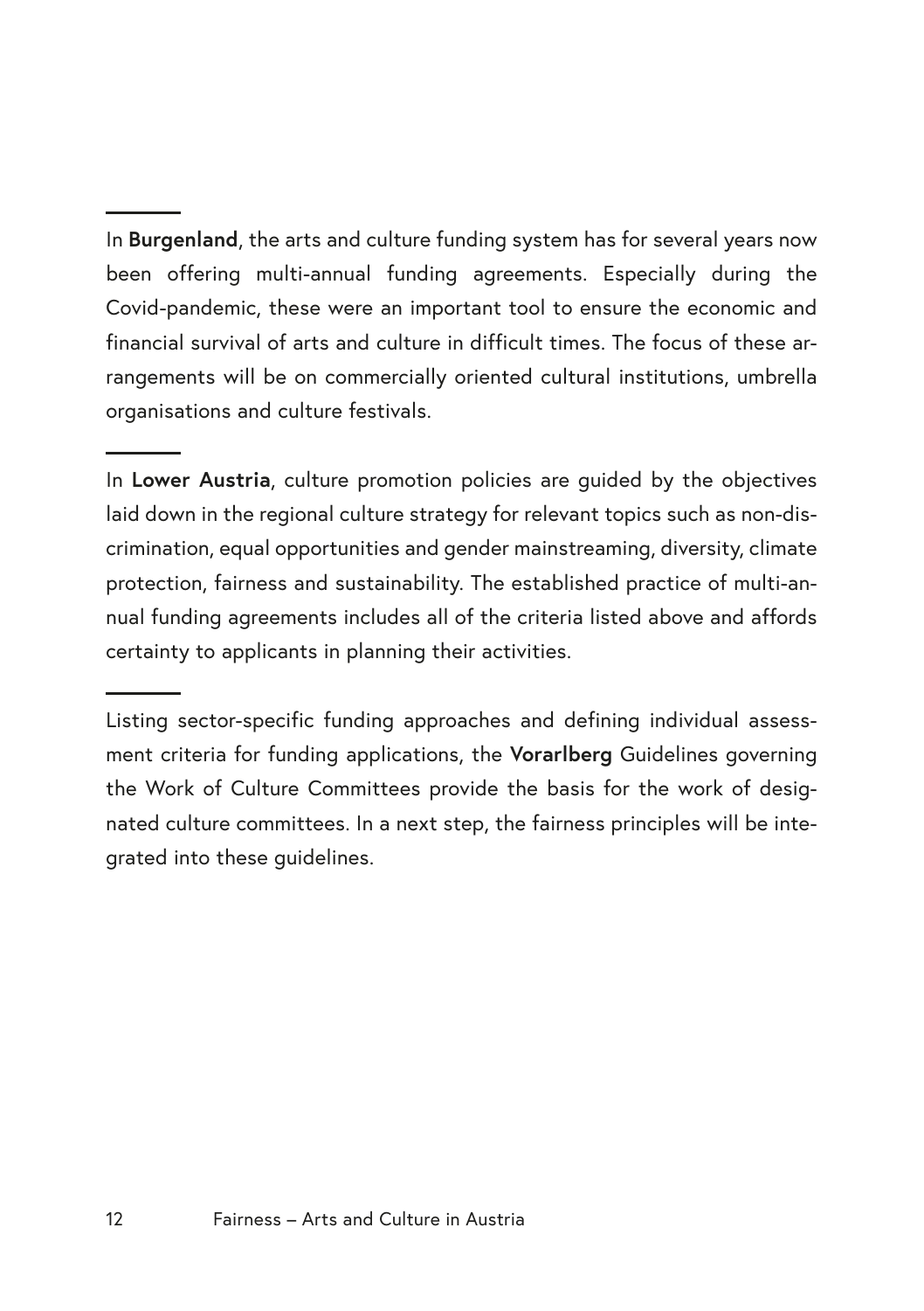In **Burgenland**, the arts and culture funding system has for several years now been offering multi-annual funding agreements. Especially during the Covid-pandemic, these were an important tool to ensure the economic and financial survival of arts and culture in difficult times. The focus of these arrangements will be on commercially oriented cultural institutions, umbrella organisations and culture festivals.

In **Lower Austria**, culture promotion policies are guided by the objectives laid down in the regional culture strategy for relevant topics such as non-discrimination, equal opportunities and gender mainstreaming, diversity, climate protection, fairness and sustainability. The established practice of multi-annual funding agreements includes all of the criteria listed above and affords certainty to applicants in planning their activities.

Listing sector-specific funding approaches and defining individual assessment criteria for funding applications, the **Vorarlberg** Guidelines governing the Work of Culture Committees provide the basis for the work of designated culture committees. In a next step, the fairness principles will be integrated into these guidelines.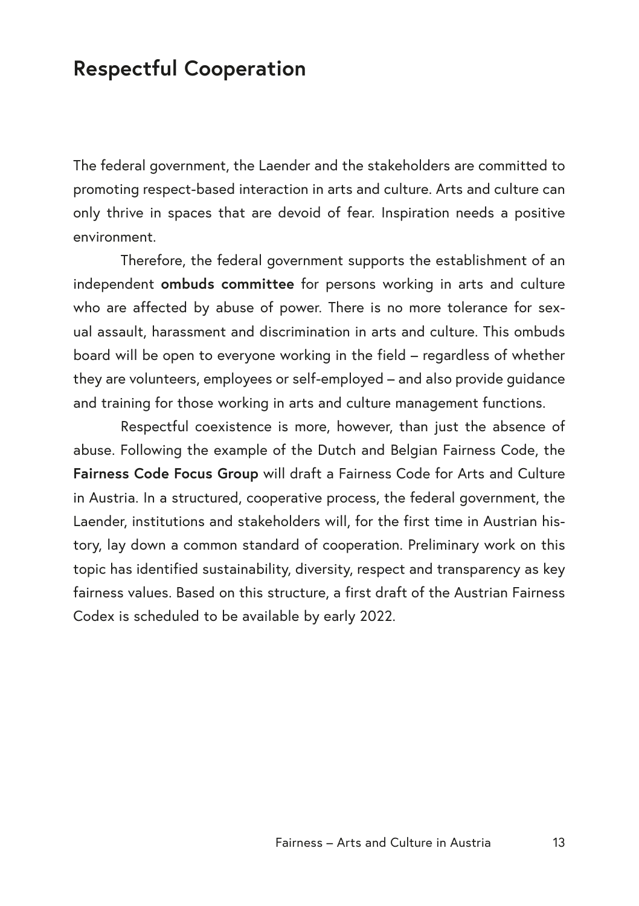## Respectful Cooperation

The federal government, the Laender and the stakeholders are committed to promoting respect-based interaction in arts and culture. Arts and culture can only thrive in spaces that are devoid of fear. Inspiration needs a positive environment.

Therefore, the federal government supports the establishment of an independent **ombuds committee** for persons working in arts and culture who are affected by abuse of power. There is no more tolerance for sexual assault, harassment and discrimination in arts and culture. This ombuds board will be open to everyone working in the field – regardless of whether they are volunteers, employees or self-employed – and also provide guidance and training for those working in arts and culture management functions.

Respectful coexistence is more, however, than just the absence of abuse. Following the example of the Dutch and Belgian Fairness Code, the **Fairness Code Focus Group** will draft a Fairness Code for Arts and Culture in Austria. In a structured, cooperative process, the federal government, the Laender, institutions and stakeholders will, for the first time in Austrian history, lay down a common standard of cooperation. Preliminary work on this topic has identified sustainability, diversity, respect and transparency as key fairness values. Based on this structure, a first draft of the Austrian Fairness Codex is scheduled to be available by early 2022.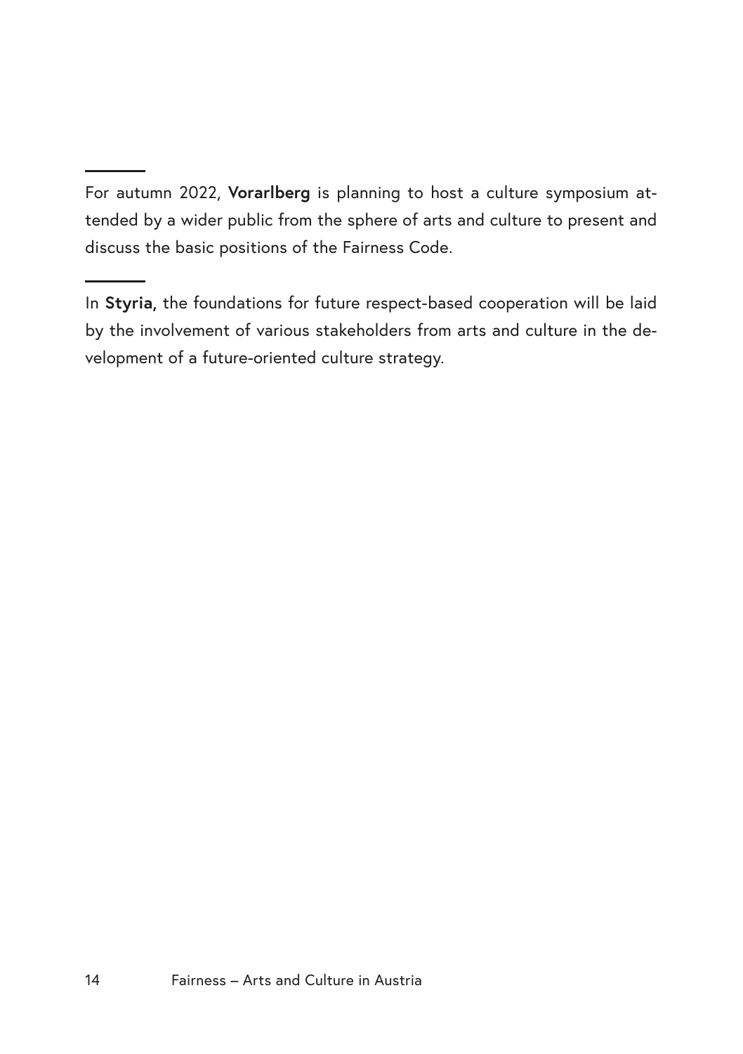---

For autumn 2022, **Vorarlberg** is planning to host a culture symposium attended by a wider public from the sphere of arts and culture to present and discuss the basic positions of the Fairness Code.

---

In **Styria**, the foundations for future respect-based cooperation will be laid by the involvement of various stakeholders from arts and culture in the development of a future-oriented culture strategy.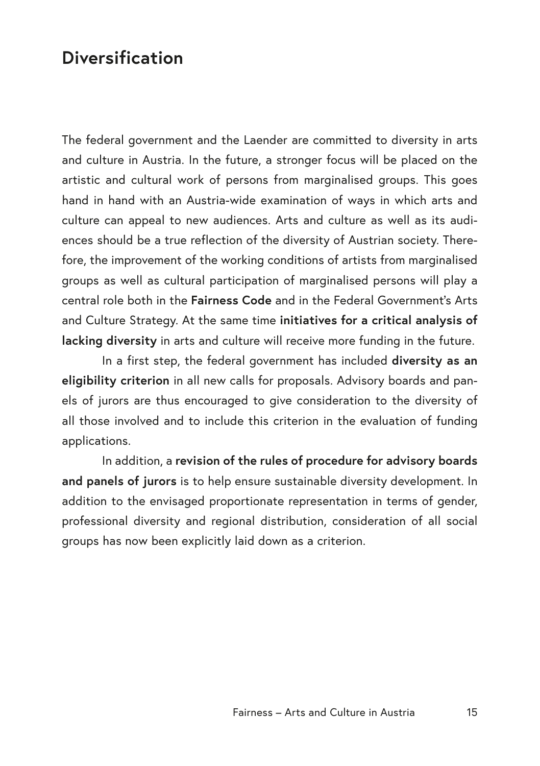## Diversification

The federal government and the Laender are committed to diversity in arts and culture in Austria. In the future, a stronger focus will be placed on the artistic and cultural work of persons from marginalised groups. This goes hand in hand with an Austria-wide examination of ways in which arts and culture can appeal to new audiences. Arts and culture as well as its audiences should be a true reflection of the diversity of Austrian society. Therefore, the improvement of the working conditions of artists from marginalised groups as well as cultural participation of marginalised persons will play a central role both in the **Fairness Code** and in the Federal Government's Arts and Culture Strategy. At the same time **initiatives for a critical analysis of lacking diversity** in arts and culture will receive more funding in the future.

In a first step, the federal government has included **diversity as an eligibility criterion** in all new calls for proposals. Advisory boards and panels of jurors are thus encouraged to give consideration to the diversity of all those involved and to include this criterion in the evaluation of funding applications.

In addition, a **revision of the rules of procedure for advisory boards and panels of jurors** is to help ensure sustainable diversity development. In addition to the envisaged proportionate representation in terms of gender, professional diversity and regional distribution, consideration of all social groups has now been explicitly laid down as a criterion.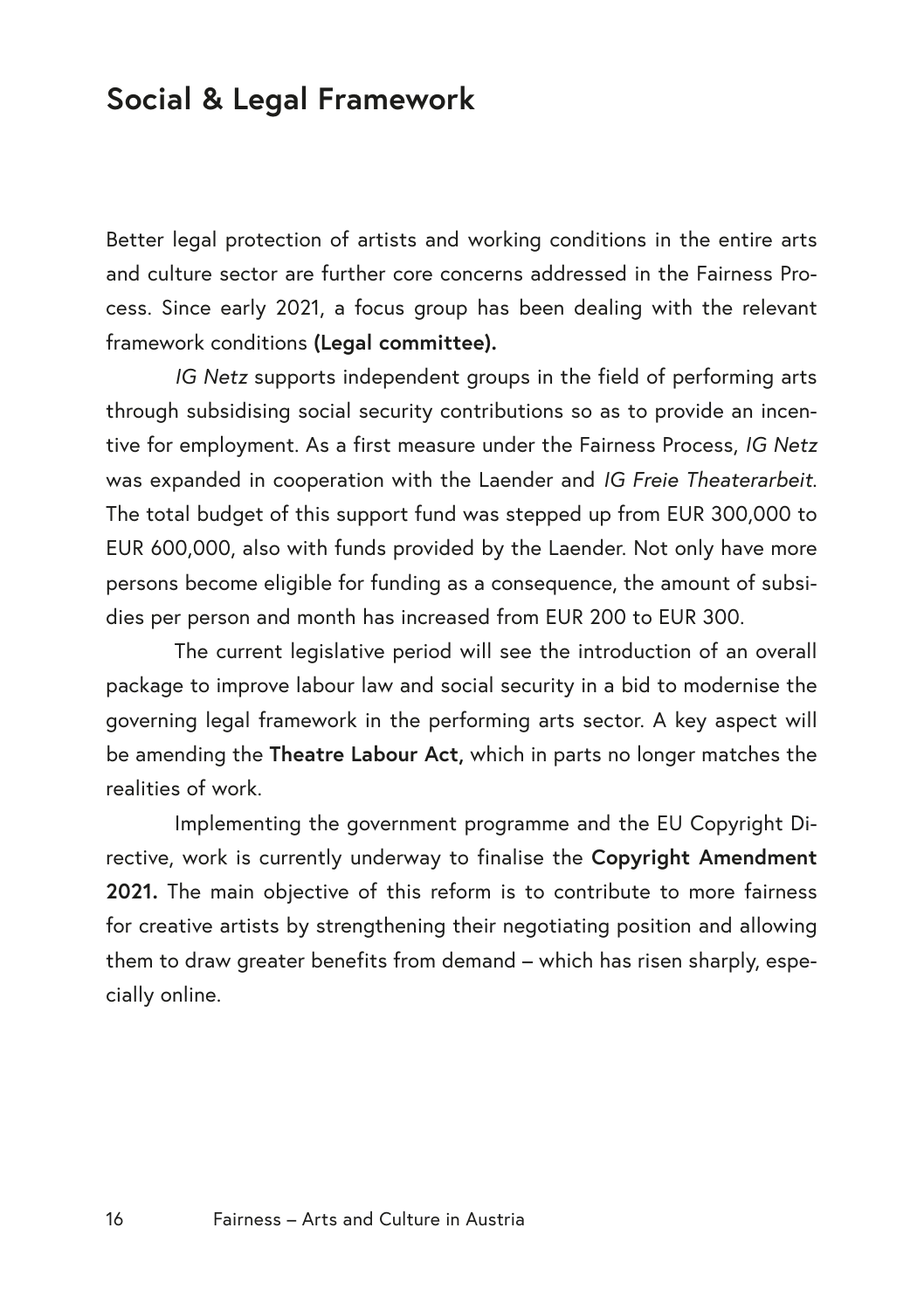## Social & Legal Framework

Better legal protection of artists and working conditions in the entire arts and culture sector are further core concerns addressed in the Fairness Process. Since early 2021, a focus group has been dealing with the relevant framework conditions **(Legal committee).**

*IG Netz* supports independent groups in the field of performing arts through subsidising social security contributions so as to provide an incentive for employment. As a first measure under the Fairness Process, *IG Netz* was expanded in cooperation with the Laender and *IG Freie Theaterarbeit*. The total budget of this support fund was stepped up from EUR 300,000 to EUR 600,000, also with funds provided by the Laender. Not only have more persons become eligible for funding as a consequence, the amount of subsidies per person and month has increased from EUR 200 to EUR 300.

The current legislative period will see the introduction of an overall package to improve labour law and social security in a bid to modernise the governing legal framework in the performing arts sector. A key aspect will be amending the **Theatre Labour Act,** which in parts no longer matches the realities of work.

Implementing the government programme and the EU Copyright Directive, work is currently underway to finalise the **Copyright Amendment 2021.** The main objective of this reform is to contribute to more fairness for creative artists by strengthening their negotiating position and allowing them to draw greater benefits from demand – which has risen sharply, especially online.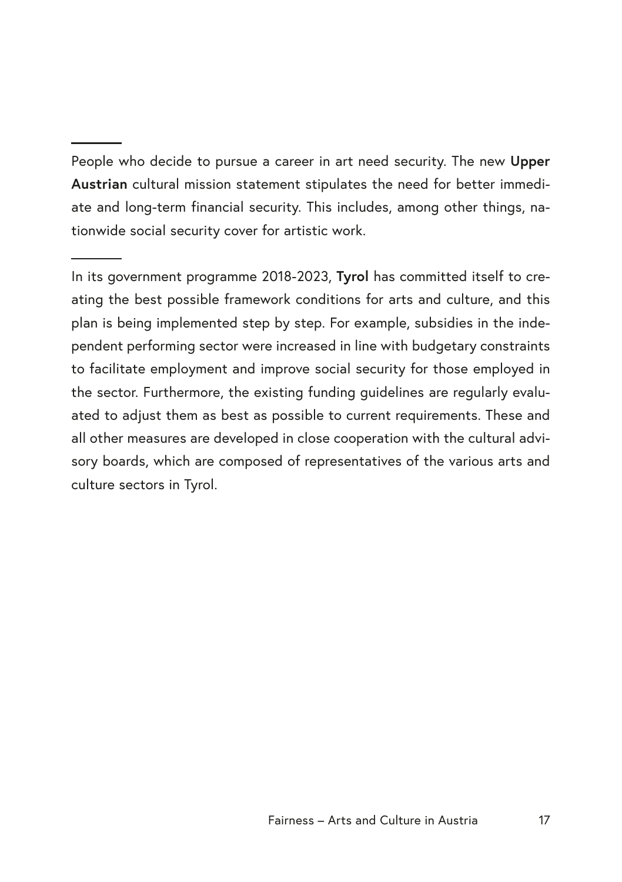---

People who decide to pursue a career in art need security. The new **Upper Austrian** cultural mission statement stipulates the need for better immediate and long-term financial security. This includes, among other things, nationwide social security cover for artistic work.

---

In its government programme 2018-2023, **Tyrol** has committed itself to creating the best possible framework conditions for arts and culture, and this plan is being implemented step by step. For example, subsidies in the independent performing sector were increased in line with budgetary constraints to facilitate employment and improve social security for those employed in the sector. Furthermore, the existing funding guidelines are regularly evaluated to adjust them as best as possible to current requirements. These and all other measures are developed in close cooperation with the cultural advisory boards, which are composed of representatives of the various arts and culture sectors in Tyrol.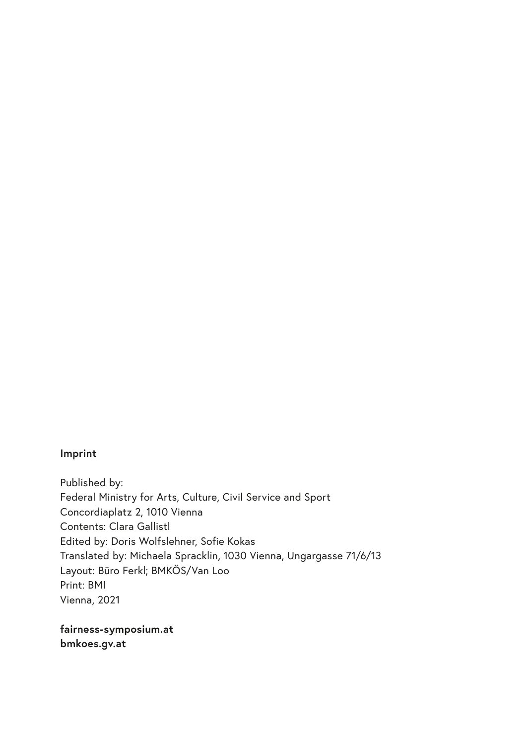**Imprint**

Published by:
Federal Ministry for Arts, Culture, Civil Service and Sport
Concordiaplatz 2, 1010 Vienna
Contents: Clara Gallistl
Edited by: Doris Wolfslehner, Sofie Kokas
Translated by: Michaela Spracklin, 1030 Vienna, Ungargasse 71/6/13
Layout: Büro Ferkl; BMKÖS/Van Loo
Print: BMI
Vienna, 2021

**fairness-symposium.at**
**bmkoes.gv.at**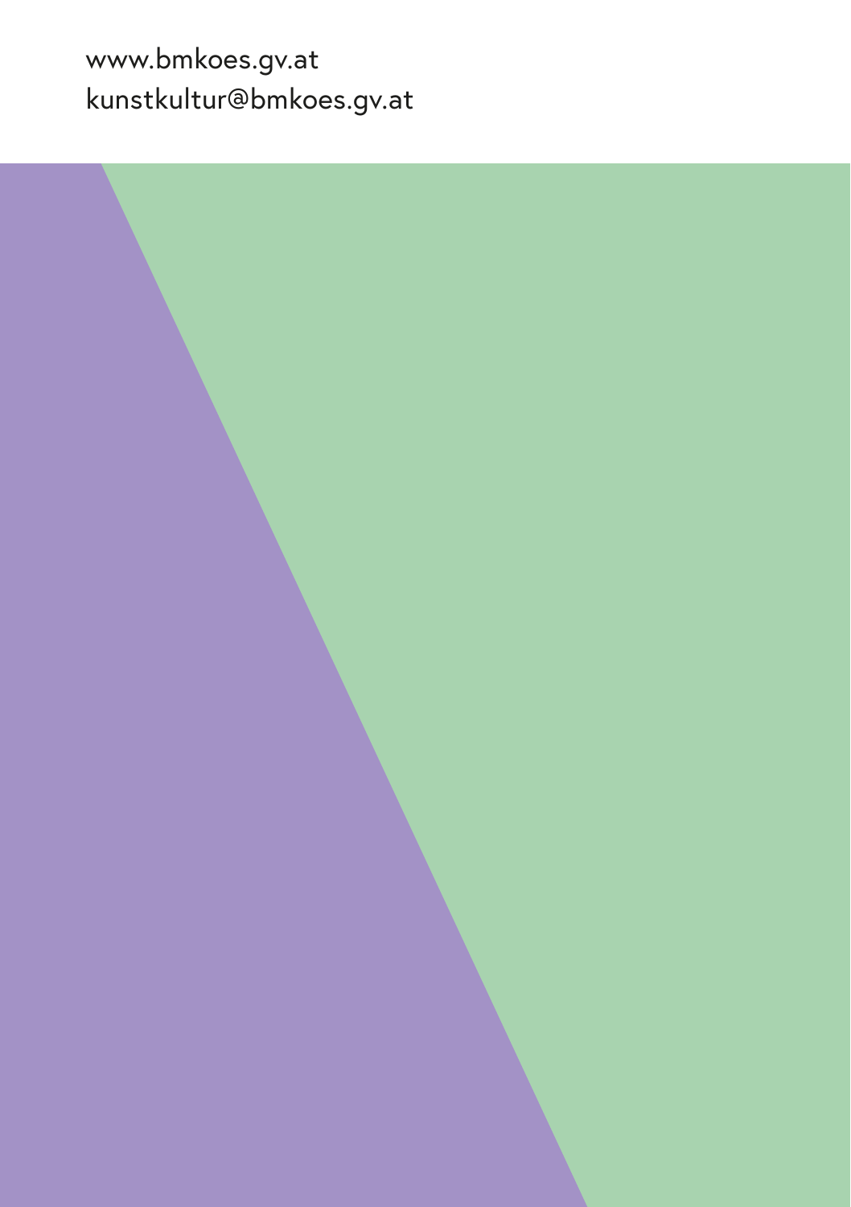www.bmkoes.gv.at
kunstkultur@bmkoes.gv.at